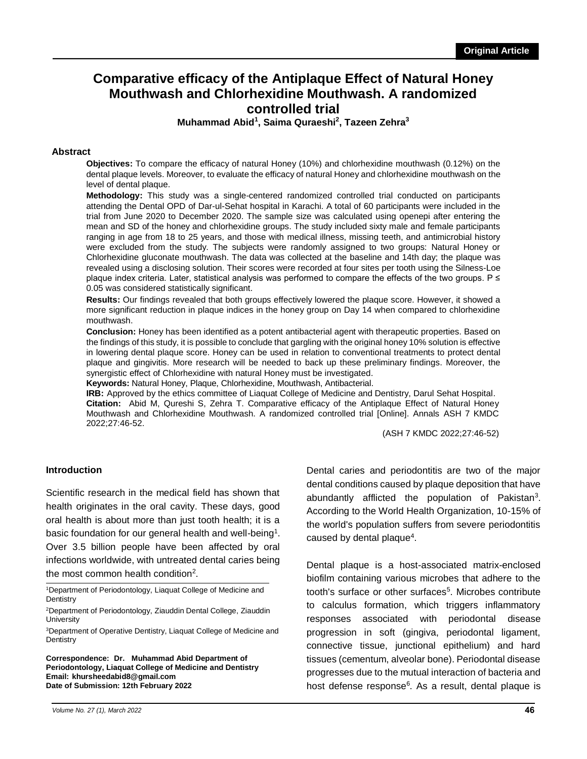Original Article

# Comparative efficacy of the Antiplaque Effect of Natural Honey Mouthwash and Chlorhexidine Mouthwash. A randomized controlled trial

**Muhammad Abid[1], Saima Quraeshi[2], Tazeen Zehra[3]**

## Abstract

**Objectives:** To compare the efficacy of natural Honey (10%) and chlorhexidine mouthwash (0.12%) on the dental plaque levels. Moreover, to evaluate the efficacy of natural Honey and chlorhexidine mouthwash on the level of dental plaque.

**Methodology:** This study was a single-centered randomized controlled trial conducted on participants attending the Dental OPD of Dar-ul-Sehat hospital in Karachi. A total of 60 participants were included in the trial from June 2020 to December 2020. The sample size was calculated using openepi after entering the mean and SD of the honey and chlorhexidine groups. The study included sixty male and female participants ranging in age from 18 to 25 years, and those with medical illness, missing teeth, and antimicrobial history were excluded from the study. The subjects were randomly assigned to two groups: Natural Honey or Chlorhexidine gluconate mouthwash. The data was collected at the baseline and 14th day; the plaque was revealed using a disclosing solution. Their scores were recorded at four sites per tooth using the Silness-Loe plaque index criteria. Later, statistical analysis was performed to compare the effects of the two groups. $P \leq 0.05$ was considered statistically significant.

**Results:** Our findings revealed that both groups effectively lowered the plaque score. However, it showed a more significant reduction in plaque indices in the honey group on Day 14 when compared to chlorhexidine mouthwash.

**Conclusion:** Honey has been identified as a potent antibacterial agent with therapeutic properties. Based on the findings of this study, it is possible to conclude that gargling with the original honey 10% solution is effective in lowering dental plaque score. Honey can be used in relation to conventional treatments to protect dental plaque and gingivitis. More research will be needed to back up these preliminary findings. Moreover, the synergistic effect of Chlorhexidine with natural Honey must be investigated.

**Keywords:** Natural Honey, Plaque, Chlorhexidine, Mouthwash, Antibacterial.

**IRB:** Approved by the ethics committee of Liaquat College of Medicine and Dentistry, Darul Sehat Hospital.

**Citation:** Abid M, Qureshi S, Zehra T. Comparative efficacy of the Antiplaque Effect of Natural Honey Mouthwash and Chlorhexidine Mouthwash. A randomized controlled trial [Online]. Annals ASH 7 KMDC 2022;27:46-52.

(ASH 7 KMDC 2022;27:46-52)

## Introduction

Scientific research in the medical field has shown that health originates in the oral cavity. These days, good oral health is about more than just tooth health; it is a basic foundation for our general health and well-being[1]. Over 3.5 billion people have been affected by oral infections worldwide, with untreated dental caries being the most common health condition[2].

Dental caries and periodontitis are two of the major dental conditions caused by plaque deposition that have abundantly afflicted the population of Pakistan[3]. According to the World Health Organization, 10-15% of the world's population suffers from severe periodontitis caused by dental plaque[4].

Dental plaque is a host-associated matrix-enclosed biofilm containing various microbes that adhere to the tooth's surface or other surfaces[5]. Microbes contribute to calculus formation, which triggers inflammatory responses associated with periodontal disease progression in soft (gingiva, periodontal ligament, connective tissue, junctional epithelium) and hard tissues (cementum, alveolar bone). Periodontal disease progresses due to the mutual interaction of bacteria and host defense response[6]. As a result, dental plaque is

[1]Department of Periodontology, Liaquat College of Medicine and Dentistry

[2]Department of Periodontology, Ziauddin Dental College, Ziauddin University

[3]Department of Operative Dentistry, Liaquat College of Medicine and Dentistry

**Correspondence: Dr. Muhammad Abid Department of Periodontology, Liaquat College of Medicine and Dentistry**
**Email: khursheedabid8@gmail.com**
**Date of Submission: 12th February 2022**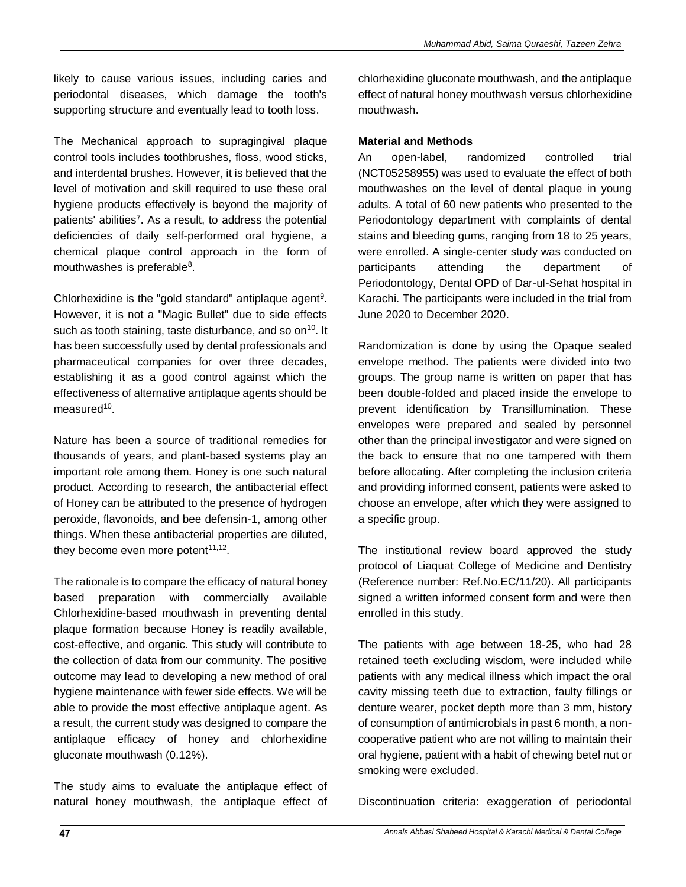likely to cause various issues, including caries and periodontal diseases, which damage the tooth's supporting structure and eventually lead to tooth loss.

The Mechanical approach to supragingival plaque control tools includes toothbrushes, floss, wood sticks, and interdental brushes. However, it is believed that the level of motivation and skill required to use these oral hygiene products effectively is beyond the majority of patients' abilities[7]. As a result, to address the potential deficiencies of daily self-performed oral hygiene, a chemical plaque control approach in the form of mouthwashes is preferable[8].

Chlorhexidine is the "gold standard" antiplaque agent[9]. However, it is not a "Magic Bullet" due to side effects such as tooth staining, taste disturbance, and so on[10]. It has been successfully used by dental professionals and pharmaceutical companies for over three decades, establishing it as a good control against which the effectiveness of alternative antiplaque agents should be measured[10].

Nature has been a source of traditional remedies for thousands of years, and plant-based systems play an important role among them. Honey is one such natural product. According to research, the antibacterial effect of Honey can be attributed to the presence of hydrogen peroxide, flavonoids, and bee defensin-1, among other things. When these antibacterial properties are diluted, they become even more potent[11,12].

The rationale is to compare the efficacy of natural honey based preparation with commercially available Chlorhexidine-based mouthwash in preventing dental plaque formation because Honey is readily available, cost-effective, and organic. This study will contribute to the collection of data from our community. The positive outcome may lead to developing a new method of oral hygiene maintenance with fewer side effects. We will be able to provide the most effective antiplaque agent. As a result, the current study was designed to compare the antiplaque efficacy of honey and chlorhexidine gluconate mouthwash (0.12%).

The study aims to evaluate the antiplaque effect of natural honey mouthwash, the antiplaque effect of chlorhexidine gluconate mouthwash, and the antiplaque effect of natural honey mouthwash versus chlorhexidine mouthwash.

## Material and Methods

An open-label, randomized controlled trial (NCT05258955) was used to evaluate the effect of both mouthwashes on the level of dental plaque in young adults. A total of 60 new patients who presented to the Periodontology department with complaints of dental stains and bleeding gums, ranging from 18 to 25 years, were enrolled. A single-center study was conducted on participants attending the department of Periodontology, Dental OPD of Dar-ul-Sehat hospital in Karachi. The participants were included in the trial from June 2020 to December 2020.

Randomization is done by using the Opaque sealed envelope method. The patients were divided into two groups. The group name is written on paper that has been double-folded and placed inside the envelope to prevent identification by Transillumination. These envelopes were prepared and sealed by personnel other than the principal investigator and were signed on the back to ensure that no one tampered with them before allocating. After completing the inclusion criteria and providing informed consent, patients were asked to choose an envelope, after which they were assigned to a specific group.

The institutional review board approved the study protocol of Liaquat College of Medicine and Dentistry (Reference number: Ref.No.EC/11/20). All participants signed a written informed consent form and were then enrolled in this study.

The patients with age between 18-25, who had 28 retained teeth excluding wisdom, were included while patients with any medical illness which impact the oral cavity missing teeth due to extraction, faulty fillings or denture wearer, pocket depth more than 3 mm, history of consumption of antimicrobials in past 6 month, a non-cooperative patient who are not willing to maintain their oral hygiene, patient with a habit of chewing betel nut or smoking were excluded.

Discontinuation criteria: exaggeration of periodontal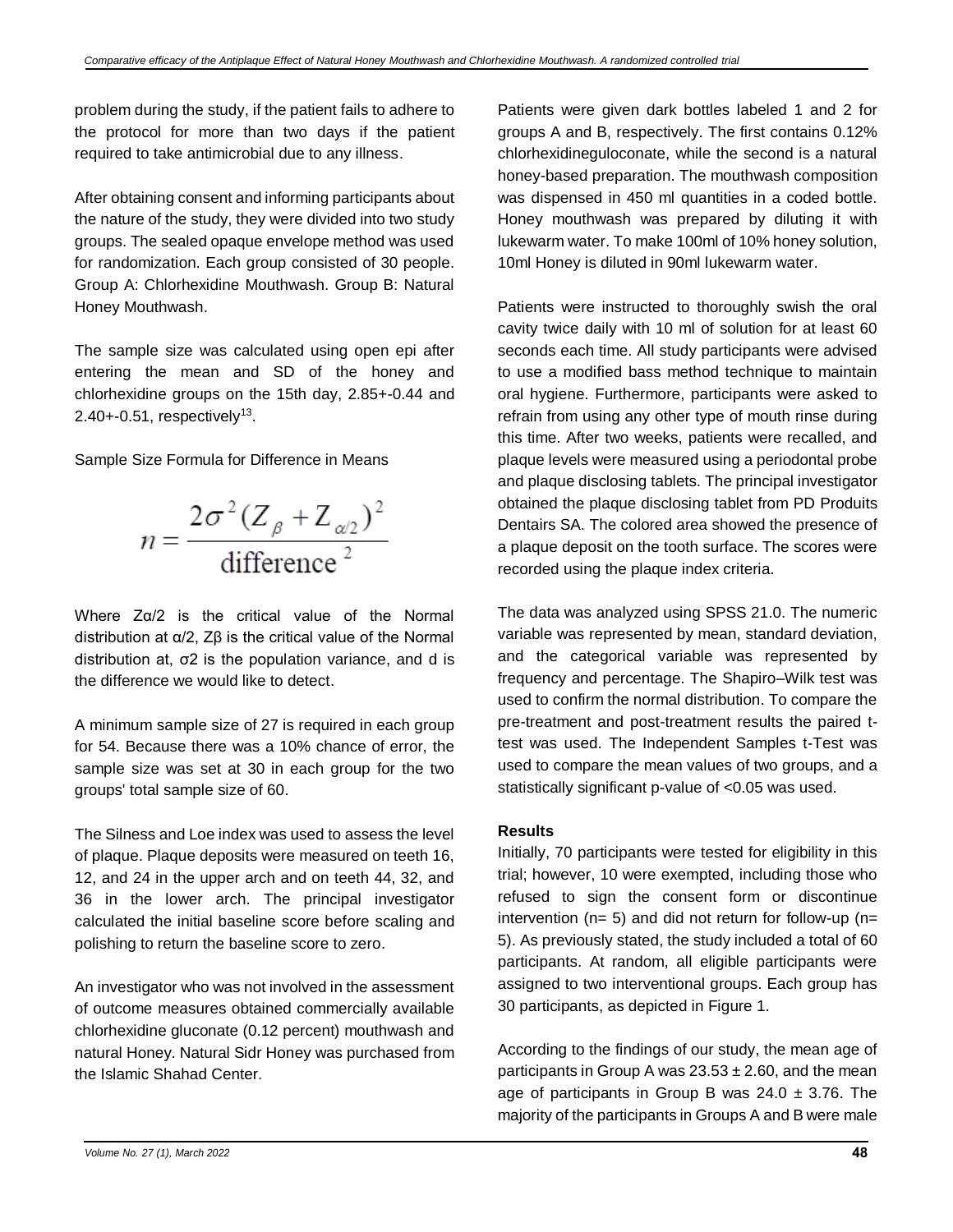problem during the study, if the patient fails to adhere to the protocol for more than two days if the patient required to take antimicrobial due to any illness.

After obtaining consent and informing participants about the nature of the study, they were divided into two study groups. The sealed opaque envelope method was used for randomization. Each group consisted of 30 people. Group A: Chlorhexidine Mouthwash. Group B: Natural Honey Mouthwash.

The sample size was calculated using open epi after entering the mean and SD of the honey and chlorhexidine groups on the 15th day, 2.85+-0.44 and 2.40+-0.51, respectively[13].

Sample Size Formula for Difference in Means

$$n = \frac{2\sigma^2 (Z_\beta + Z_{\alpha/2})^2}{\text{difference}^2}$$

Where $Z\alpha/2$ is the critical value of the Normal distribution at $\alpha/2$, $Z\beta$ is the critical value of the Normal distribution at, $\sigma 2$ is the population variance, and d is the difference we would like to detect.

A minimum sample size of 27 is required in each group for 54. Because there was a 10% chance of error, the sample size was set at 30 in each group for the two groups' total sample size of 60.

The Silness and Loe index was used to assess the level of plaque. Plaque deposits were measured on teeth 16, 12, and 24 in the upper arch and on teeth 44, 32, and 36 in the lower arch. The principal investigator calculated the initial baseline score before scaling and polishing to return the baseline score to zero.

An investigator who was not involved in the assessment of outcome measures obtained commercially available chlorhexidine gluconate (0.12 percent) mouthwash and natural Honey. Natural Sidr Honey was purchased from the Islamic Shahad Center.

Patients were given dark bottles labeled 1 and 2 for groups A and B, respectively. The first contains 0.12% chlorhexidineguloconate, while the second is a natural honey-based preparation. The mouthwash composition was dispensed in 450 ml quantities in a coded bottle. Honey mouthwash was prepared by diluting it with lukewarm water. To make 100ml of 10% honey solution, 10ml Honey is diluted in 90ml lukewarm water.

Patients were instructed to thoroughly swish the oral cavity twice daily with 10 ml of solution for at least 60 seconds each time. All study participants were advised to use a modified bass method technique to maintain oral hygiene. Furthermore, participants were asked to refrain from using any other type of mouth rinse during this time. After two weeks, patients were recalled, and plaque levels were measured using a periodontal probe and plaque disclosing tablets. The principal investigator obtained the plaque disclosing tablet from PD Produits Dentairs SA. The colored area showed the presence of a plaque deposit on the tooth surface. The scores were recorded using the plaque index criteria.

The data was analyzed using SPSS 21.0. The numeric variable was represented by mean, standard deviation, and the categorical variable was represented by frequency and percentage. The Shapiro–Wilk test was used to confirm the normal distribution. To compare the pre-treatment and post-treatment results the paired t-test was used. The Independent Samples t-Test was used to compare the mean values of two groups, and a statistically significant p-value of <0.05 was used.

### Results

Initially, 70 participants were tested for eligibility in this trial; however, 10 were exempted, including those who refused to sign the consent form or discontinue intervention (n= 5) and did not return for follow-up (n= 5). As previously stated, the study included a total of 60 participants. At random, all eligible participants were assigned to two interventional groups. Each group has 30 participants, as depicted in Figure 1.

According to the findings of our study, the mean age of participants in Group A was 23.53 ± 2.60, and the mean age of participants in Group B was 24.0 ± 3.76. The majority of the participants in Groups A and B were male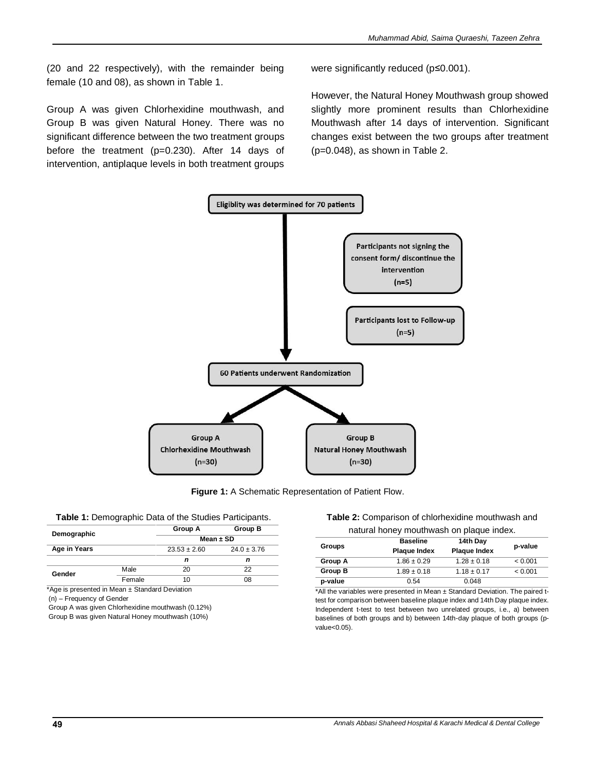(20 and 22 respectively), with the remainder being female (10 and 08), as shown in Table 1.

Group A was given Chlorhexidine mouthwash, and Group B was given Natural Honey. There was no significant difference between the two treatment groups before the treatment (p=0.230). After 14 days of intervention, antiplaque levels in both treatment groups were significantly reduced (p≤0.001).

However, the Natural Honey Mouthwash group showed slightly more prominent results than Chlorhexidine Mouthwash after 14 days of intervention. Significant changes exist between the two groups after treatment (p=0.048), as shown in Table 2.

Eligiblity was determined for 70 patients

Participants not signing the consent form/ discontinue the intervention (n=5)

Participants lost to Follow-up (n=5)

60 Patients underwent Randomization

Group A Chlorhexidine Mouthwash (n=30)

Group B Natural Honey Mouthwash (n=30)

**Figure 1:** A Schematic Representation of Patient Flow.

**Table 1:** Demographic Data of the Studies Participants.

| Demographic | | Group A | Group B |
|---|---|---|---|
| | | Mean ± SD | |
| Age in Years | | 23.53 ± 2.60 | 24.0 ± 3.76 |
| | | *n* | *n* |
| Gender | Male | 20 | 22 |
| | Female | 10 | 08 |

*Age is presented in Mean ± Standard Deviation
(n) – Frequency of Gender
Group A was given Chlorhexidine mouthwash (0.12%)
Group B was given Natural Honey mouthwash (10%)

**Table 2:** Comparison of chlorhexidine mouthwash and natural honey mouthwash on plaque index.

| Groups | Baseline Plaque Index | 14th Day Plaque Index | p-value |
|---|---|---|---|
| **Group A** | 1.86 ± 0.29 | 1.28 ± 0.18 | < 0.001 |
| **Group B** | 1.89 ± 0.18 | 1.18 ± 0.17 | < 0.001 |
| **p-value** | 0.54 | 0.048 | |

*All the variables were presented in Mean ± Standard Deviation. The paired t-test for comparison between baseline plaque index and 14th Day plaque index. Independent t-test to test between two unrelated groups, i.e., a) between baselines of both groups and b) between 14th-day plaque of both groups (p-value<0.05).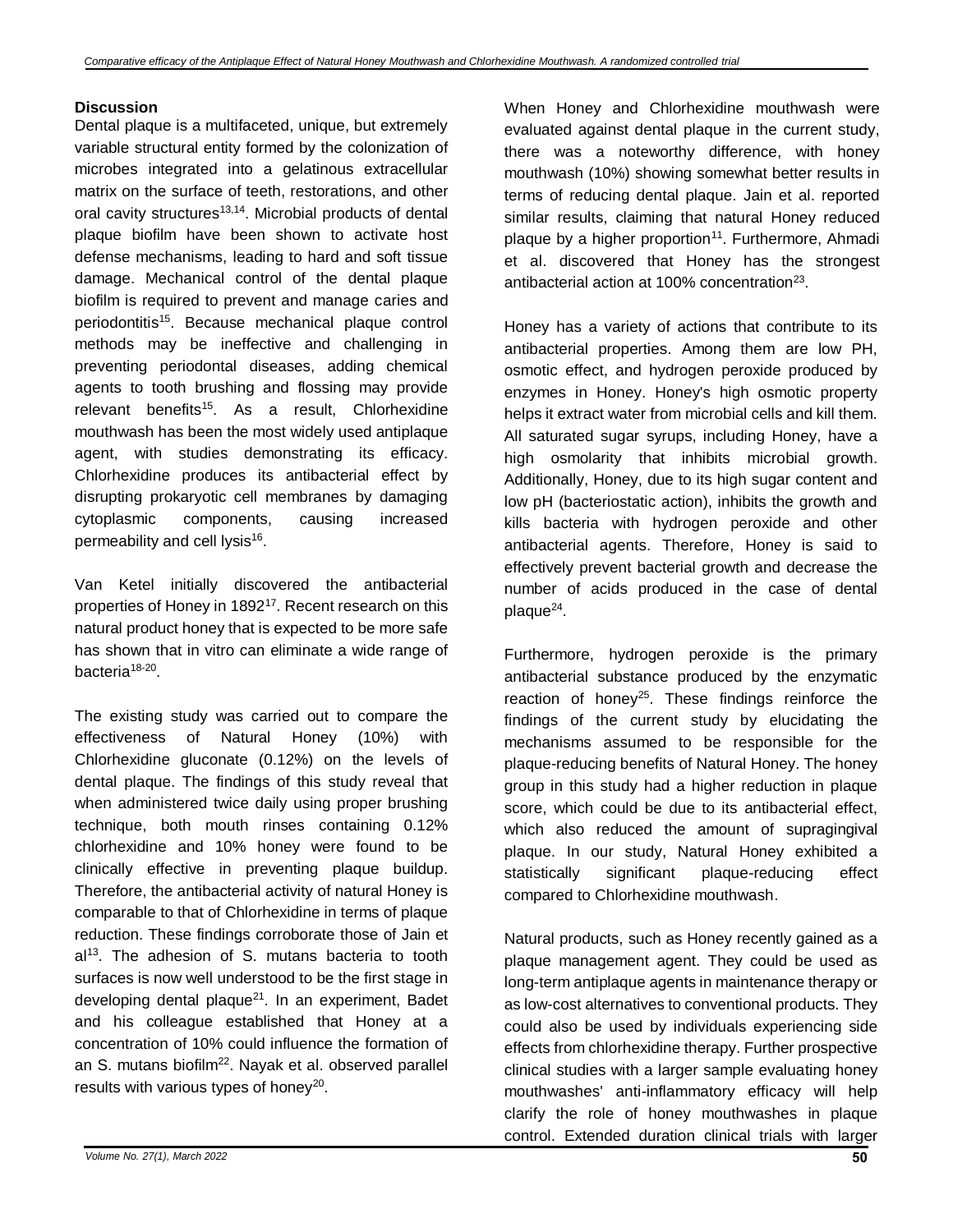## Discussion

Dental plaque is a multifaceted, unique, but extremely variable structural entity formed by the colonization of microbes integrated into a gelatinous extracellular matrix on the surface of teeth, restorations, and other oral cavity structures[13,14]. Microbial products of dental plaque biofilm have been shown to activate host defense mechanisms, leading to hard and soft tissue damage. Mechanical control of the dental plaque biofilm is required to prevent and manage caries and periodontitis[15]. Because mechanical plaque control methods may be ineffective and challenging in preventing periodontal diseases, adding chemical agents to tooth brushing and flossing may provide relevant benefits[15]. As a result, Chlorhexidine mouthwash has been the most widely used antiplaque agent, with studies demonstrating its efficacy. Chlorhexidine produces its antibacterial effect by disrupting prokaryotic cell membranes by damaging cytoplasmic components, causing increased permeability and cell lysis[16].

Van Ketel initially discovered the antibacterial properties of Honey in 1892[17]. Recent research on this natural product honey that is expected to be more safe has shown that in vitro can eliminate a wide range of bacteria[18-20].

The existing study was carried out to compare the effectiveness of Natural Honey (10%) with Chlorhexidine gluconate (0.12%) on the levels of dental plaque. The findings of this study reveal that when administered twice daily using proper brushing technique, both mouth rinses containing 0.12% chlorhexidine and 10% honey were found to be clinically effective in preventing plaque buildup. Therefore, the antibacterial activity of natural Honey is comparable to that of Chlorhexidine in terms of plaque reduction. These findings corroborate those of Jain et al[13]. The adhesion of S. mutans bacteria to tooth surfaces is now well understood to be the first stage in developing dental plaque[21]. In an experiment, Badet and his colleague established that Honey at a concentration of 10% could influence the formation of an S. mutans biofilm[22]. Nayak et al. observed parallel results with various types of honey[20].

When Honey and Chlorhexidine mouthwash were evaluated against dental plaque in the current study, there was a noteworthy difference, with honey mouthwash (10%) showing somewhat better results in terms of reducing dental plaque. Jain et al. reported similar results, claiming that natural Honey reduced plaque by a higher proportion[11]. Furthermore, Ahmadi et al. discovered that Honey has the strongest antibacterial action at 100% concentration[23].

Honey has a variety of actions that contribute to its antibacterial properties. Among them are low PH, osmotic effect, and hydrogen peroxide produced by enzymes in Honey. Honey's high osmotic property helps it extract water from microbial cells and kill them. All saturated sugar syrups, including Honey, have a high osmolarity that inhibits microbial growth. Additionally, Honey, due to its high sugar content and low pH (bacteriostatic action), inhibits the growth and kills bacteria with hydrogen peroxide and other antibacterial agents. Therefore, Honey is said to effectively prevent bacterial growth and decrease the number of acids produced in the case of dental plaque[24].

Furthermore, hydrogen peroxide is the primary antibacterial substance produced by the enzymatic reaction of honey[25]. These findings reinforce the findings of the current study by elucidating the mechanisms assumed to be responsible for the plaque-reducing benefits of Natural Honey. The honey group in this study had a higher reduction in plaque score, which could be due to its antibacterial effect, which also reduced the amount of supragingival plaque. In our study, Natural Honey exhibited a statistically significant plaque-reducing effect compared to Chlorhexidine mouthwash.

Natural products, such as Honey recently gained as a plaque management agent. They could be used as long-term antiplaque agents in maintenance therapy or as low-cost alternatives to conventional products. They could also be used by individuals experiencing side effects from chlorhexidine therapy. Further prospective clinical studies with a larger sample evaluating honey mouthwashes' anti-inflammatory efficacy will help clarify the role of honey mouthwashes in plaque control. Extended duration clinical trials with larger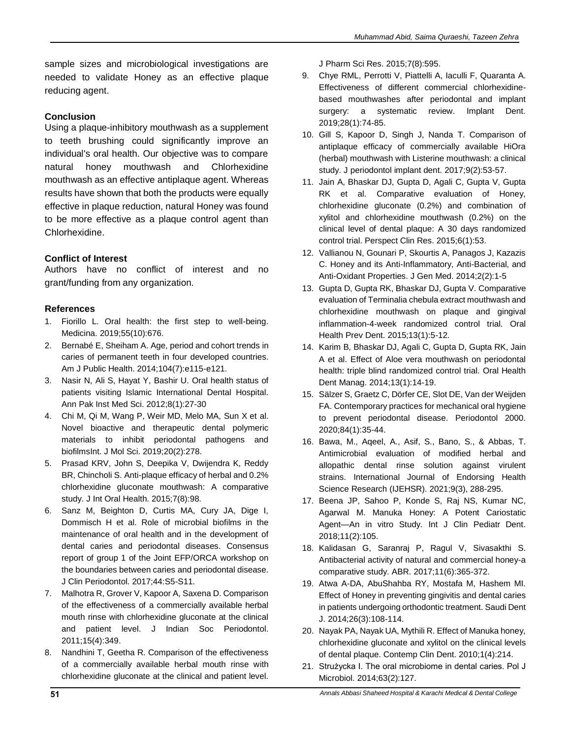sample sizes and microbiological investigations are needed to validate Honey as an effective plaque reducing agent.

### Conclusion

Using a plaque-inhibitory mouthwash as a supplement to teeth brushing could significantly improve an individual's oral health. Our objective was to compare natural honey mouthwash and Chlorhexidine mouthwash as an effective antiplaque agent. Whereas results have shown that both the products were equally effective in plaque reduction, natural Honey was found to be more effective as a plaque control agent than Chlorhexidine.

### Conflict of Interest

Authors have no conflict of interest and no grant/funding from any organization.

### References

1. Fiorillo L. Oral health: the first step to well-being. Medicina. 2019;55(10):676.
2. Bernabé E, Sheiham A. Age, period and cohort trends in caries of permanent teeth in four developed countries. Am J Public Health. 2014;104(7):e115-e121.
3. Nasir N, Ali S, Hayat Y, Bashir U. Oral health status of patients visiting Islamic International Dental Hospital. Ann Pak Inst Med Sci. 2012;8(1):27-30
4. Chi M, Qi M, Wang P, Weir MD, Melo MA, Sun X et al. Novel bioactive and therapeutic dental polymeric materials to inhibit periodontal pathogens and biofilmsInt. J Mol Sci. 2019;20(2):278.
5. Prasad KRV, John S, Deepika V, Dwijendra K, Reddy BR, Chincholi S. Anti-plaque efficacy of herbal and 0.2% chlorhexidine gluconate mouthwash: A comparative study. J Int Oral Health. 2015;7(8):98.
6. Sanz M, Beighton D, Curtis MA, Cury JA, Dige I, Dommisch H et al. Role of microbial biofilms in the maintenance of oral health and in the development of dental caries and periodontal diseases. Consensus report of group 1 of the Joint EFP/ORCA workshop on the boundaries between caries and periodontal disease. J Clin Periodontol. 2017;44:S5-S11.
7. Malhotra R, Grover V, Kapoor A, Saxena D. Comparison of the effectiveness of a commercially available herbal mouth rinse with chlorhexidine gluconate at the clinical and patient level. J Indian Soc Periodontol. 2011;15(4):349.
8. Nandhini T, Geetha R. Comparison of the effectiveness of a commercially available herbal mouth rinse with chlorhexidine gluconate at the clinical and patient level. J Pharm Sci Res. 2015;7(8):595.
9. Chye RML, Perrotti V, Piattelli A, Iaculli F, Quaranta A. Effectiveness of different commercial chlorhexidine-based mouthwashes after periodontal and implant surgery: a systematic review. Implant Dent. 2019;28(1):74-85.
10. Gill S, Kapoor D, Singh J, Nanda T. Comparison of antiplaque efficacy of commercially available HiOra (herbal) mouthwash with Listerine mouthwash: a clinical study. J periodontol implant dent. 2017;9(2):53-57.
11. Jain A, Bhaskar DJ, Gupta D, Agali C, Gupta V, Gupta RK et al. Comparative evaluation of Honey, chlorhexidine gluconate (0.2%) and combination of xylitol and chlorhexidine mouthwash (0.2%) on the clinical level of dental plaque: A 30 days randomized control trial. Perspect Clin Res. 2015;6(1):53.
12. Vallianou N, Gounari P, Skourtis A, Panagos J, Kazazis C. Honey and its Anti-Inflammatory, Anti-Bacterial, and Anti-Oxidant Properties. J Gen Med. 2014;2(2):1-5
13. Gupta D, Gupta RK, Bhaskar DJ, Gupta V. Comparative evaluation of Terminalia chebula extract mouthwash and chlorhexidine mouthwash on plaque and gingival inflammation-4-week randomized control trial. Oral Health Prev Dent. 2015;13(1):5-12.
14. Karim B, Bhaskar DJ, Agali C, Gupta D, Gupta RK, Jain A et al. Effect of Aloe vera mouthwash on periodontal health: triple blind randomized control trial. Oral Health Dent Manag. 2014;13(1):14-19.
15. Sälzer S, Graetz C, Dörfer CE, Slot DE, Van der Weijden FA. Contemporary practices for mechanical oral hygiene to prevent periodontal disease. Periodontol 2000. 2020;84(1):35-44.
16. Bawa, M., Aqeel, A., Asif, S., Bano, S., & Abbas, T. Antimicrobial evaluation of modified herbal and allopathic dental rinse solution against virulent strains. International Journal of Endorsing Health Science Research (IJEHSR). 2021;9(3), 288-295.
17. Beena JP, Sahoo P, Konde S, Raj NS, Kumar NC, Agarwal M. Manuka Honey: A Potent Cariostatic Agent—An in vitro Study. Int J Clin Pediatr Dent. 2018;11(2):105.
18. Kalidasan G, Saranraj P, Ragul V, Sivasakthi S. Antibacterial activity of natural and commercial honey-a comparative study. ABR. 2017;11(6):365-372.
19. Atwa A-DA, AbuShahba RY, Mostafa M, Hashem MI. Effect of Honey in preventing gingivitis and dental caries in patients undergoing orthodontic treatment. Saudi Dent J. 2014;26(3):108-114.
20. Nayak PA, Nayak UA, Mythili R. Effect of Manuka honey, chlorhexidine gluconate and xylitol on the clinical levels of dental plaque. Contemp Clin Dent. 2010;1(4):214.
21. Strużycka I. The oral microbiome in dental caries. Pol J Microbiol. 2014;63(2):127.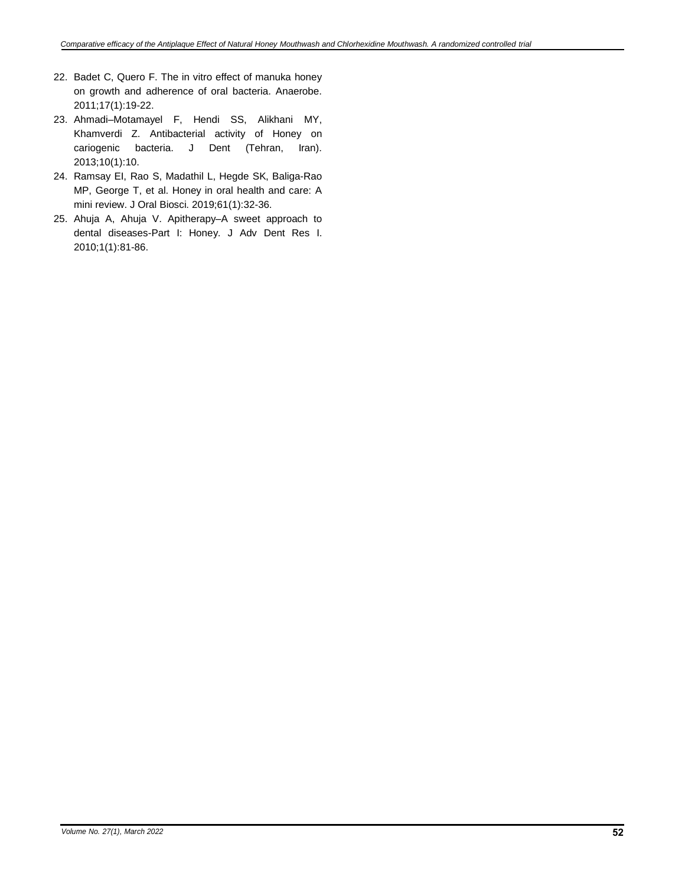22. Badet C, Quero F. The in vitro effect of manuka honey on growth and adherence of oral bacteria. Anaerobe. 2011;17(1):19-22.
23. Ahmadi–Motamayel F, Hendi SS, Alikhani MY, Khamverdi Z. Antibacterial activity of Honey on cariogenic bacteria. J Dent (Tehran, Iran). 2013;10(1):10.
24. Ramsay EI, Rao S, Madathil L, Hegde SK, Baliga-Rao MP, George T, et al. Honey in oral health and care: A mini review. J Oral Biosci. 2019;61(1):32-36.
25. Ahuja A, Ahuja V. Apitherapy–A sweet approach to dental diseases-Part I: Honey. J Adv Dent Res I. 2010;1(1):81-86.